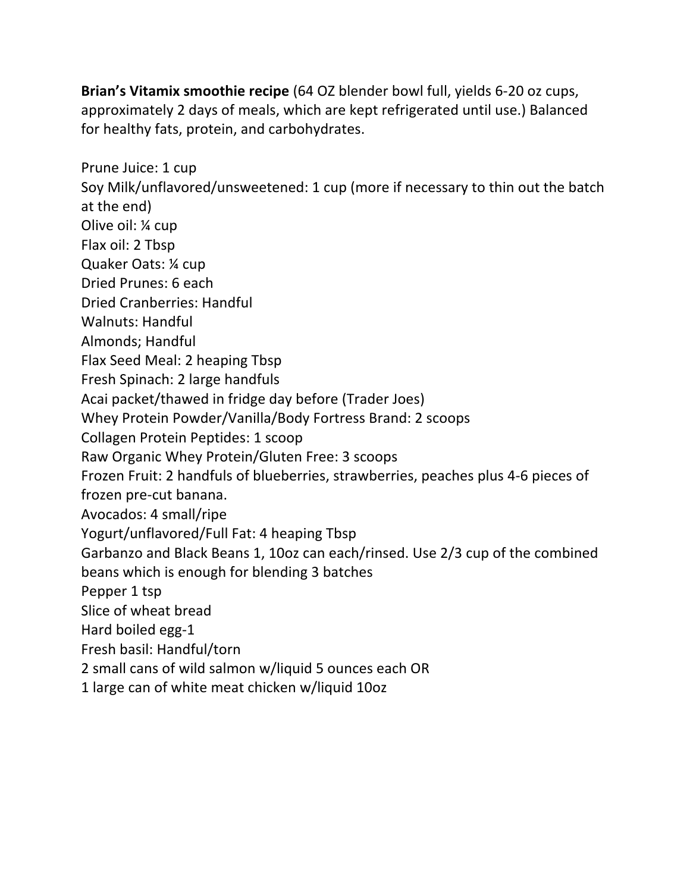**Brian's Vitamix smoothie recipe** (64 OZ blender bowl full, yields 6-20 oz cups, approximately 2 days of meals, which are kept refrigerated until use.) Balanced for healthy fats, protein, and carbohydrates.

Prune Juice: 1 cup
Soy Milk/unflavored/unsweetened: 1 cup (more if necessary to thin out the batch at the end)
Olive oil: ¼ cup
Flax oil: 2 Tbsp
Quaker Oats: ¼ cup
Dried Prunes: 6 each
Dried Cranberries: Handful
Walnuts: Handful
Almonds; Handful
Flax Seed Meal: 2 heaping Tbsp
Fresh Spinach: 2 large handfuls
Acai packet/thawed in fridge day before (Trader Joes)
Whey Protein Powder/Vanilla/Body Fortress Brand: 2 scoops
Collagen Protein Peptides: 1 scoop
Raw Organic Whey Protein/Gluten Free: 3 scoops
Frozen Fruit: 2 handfuls of blueberries, strawberries, peaches plus 4-6 pieces of frozen pre-cut banana.
Avocados: 4 small/ripe
Yogurt/unflavored/Full Fat: 4 heaping Tbsp
Garbanzo and Black Beans 1, 10oz can each/rinsed. Use 2/3 cup of the combined beans which is enough for blending 3 batches
Pepper 1 tsp
Slice of wheat bread
Hard boiled egg-1
Fresh basil: Handful/torn
2 small cans of wild salmon w/liquid 5 ounces each OR
1 large can of white meat chicken w/liquid 10oz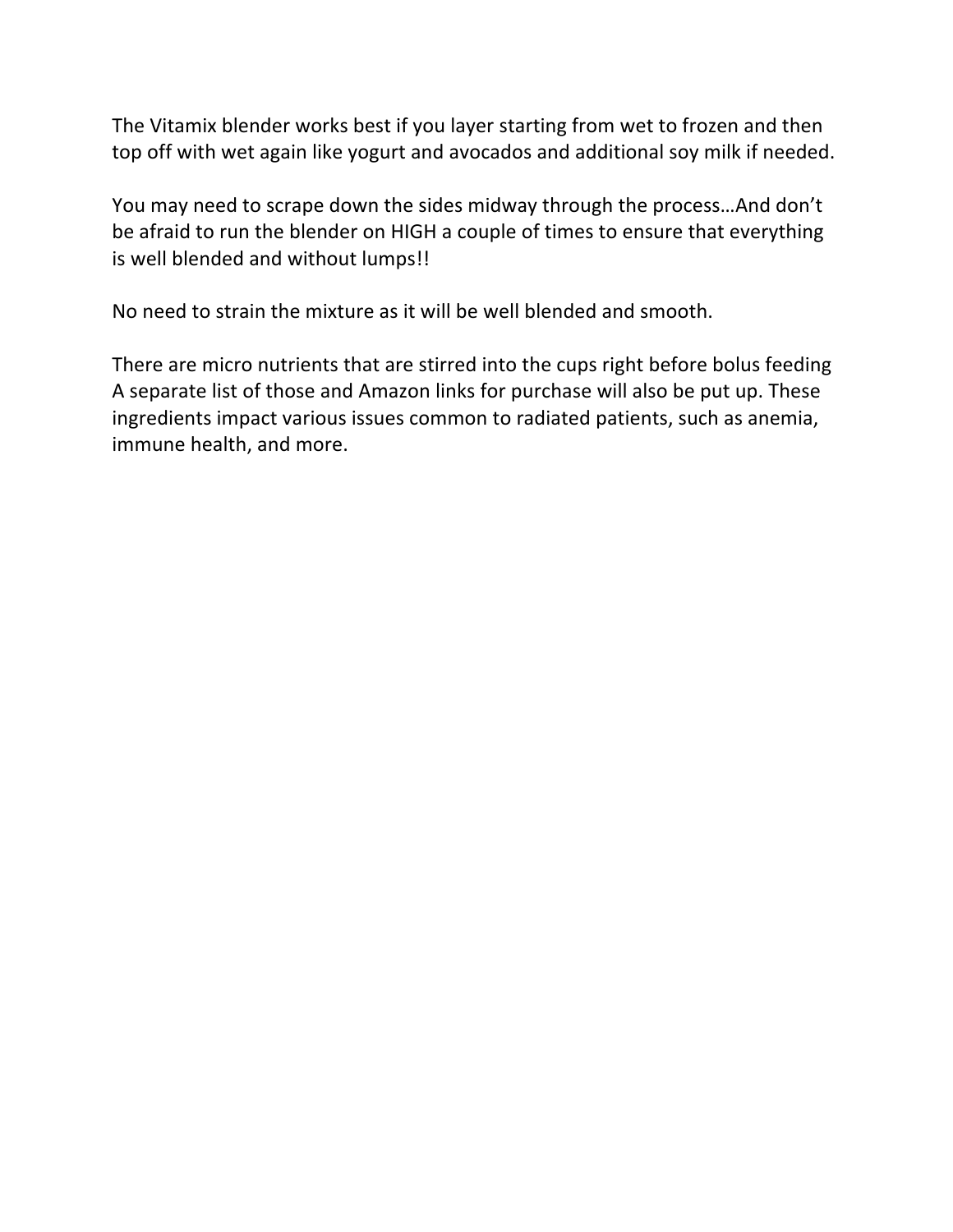The Vitamix blender works best if you layer starting from wet to frozen and then top off with wet again like yogurt and avocados and additional soy milk if needed.

You may need to scrape down the sides midway through the process…And don't be afraid to run the blender on HIGH a couple of times to ensure that everything is well blended and without lumps!!

No need to strain the mixture as it will be well blended and smooth.

There are micro nutrients that are stirred into the cups right before bolus feeding A separate list of those and Amazon links for purchase will also be put up. These ingredients impact various issues common to radiated patients, such as anemia, immune health, and more.